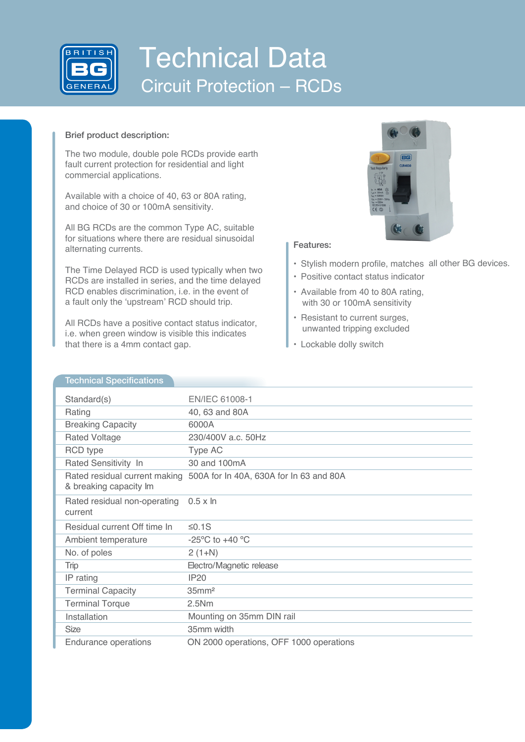# Technical Data

## Circuit Protection – RCDs

**Brief product description:**

The two module, double pole RCDs provide earth fault current protection for residential and light commercial applications.

Available with a choice of 40, 63 or 80A rating, and choice of 30 or 100mA sensitivity.

All BG RCDs are the common Type AC, suitable for situations where there are residual sinusoidal alternating currents.

The Time Delayed RCD is used typically when two RCDs are installed in series, and the time delayed RCD enables discrimination, i.e. in the event of a fault only the 'upstream' RCD should trip.

All RCDs have a positive contact status indicator, i.e. when green window is visible this indicates that there is a 4mm contact gap.

**Features:**

- Stylish modern profile, matches all other BG devices.
- Positive contact status indicator
- Available from 40 to 80A rating, with 30 or 100mA sensitivity
- Resistant to current surges, unwanted tripping excluded
- Lockable dolly switch

### Technical Specifications

| | |
|---|---|
| Standard(s) | EN/IEC 61008-1 |
| Rating | 40, 63 and 80A |
| Breaking Capacity | 6000A |
| Rated Voltage | 230/400V a.c. 50Hz |
| RCD type | Type AC |
| Rated Sensitivity In | 30 and 100mA |
| Rated residual current making & breaking capacity Im | 500A for In 40A, 630A for In 63 and 80A |
| Rated residual non-operating current | 0.5 x In |
| Residual current Off time In | ≤0.1S |
| Ambient temperature | -25°C to +40 °C |
| No. of poles | 2 (1+N) |
| Trip | Electro/Magnetic release |
| IP rating | IP20 |
| Terminal Capacity | 35mm² |
| Terminal Torque | 2.5Nm |
| Installation | Mounting on 35mm DIN rail |
| Size | 35mm width |
| Endurance operations | ON 2000 operations, OFF 1000 operations |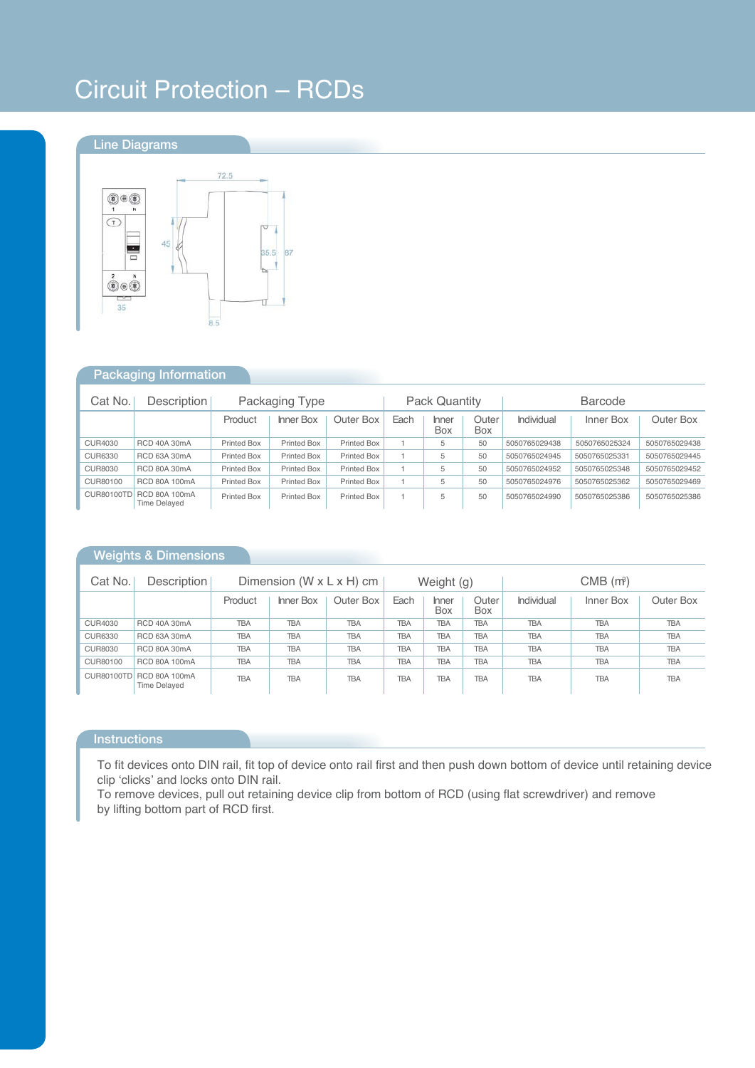# Circuit Protection – RCDs

## Line Diagrams

72.5

45

35.5

87

35

8.5

## Packaging Information

| Cat No. | Description | Packaging Type | | | Pack Quantity | | | Barcode | | |
|---|---|---|---|---|---|---|---|---|---|---|
| | | Product | Inner Box | Outer Box | Each | Inner Box | Outer Box | Individual | Inner Box | Outer Box |
| CUR4030 | RCD 40A 30mA | Printed Box | Printed Box | Printed Box | 1 | 5 | 50 | 5050765029438 | 5050765025324 | 5050765029438 |
| CUR6330 | RCD 63A 30mA | Printed Box | Printed Box | Printed Box | 1 | 5 | 50 | 5050765024945 | 5050765025331 | 5050765029445 |
| CUR8030 | RCD 80A 30mA | Printed Box | Printed Box | Printed Box | 1 | 5 | 50 | 5050765024952 | 5050765025348 | 5050765029452 |
| CUR80100 | RCD 80A 100mA | Printed Box | Printed Box | Printed Box | 1 | 5 | 50 | 5050765024976 | 5050765025362 | 5050765029469 |
| CUR80100TD | RCD 80A 100mA Time Delayed | Printed Box | Printed Box | Printed Box | 1 | 5 | 50 | 5050765024990 | 5050765025386 | 5050765025386 |

## Weights & Dimensions

| Cat No. | Description | Dimension (W x L x H) cm | | | Weight (g) | | | CMB ($m^3$) | | |
|---|---|---|---|---|---|---|---|---|---|---|
| | | Product | Inner Box | Outer Box | Each | Inner Box | Outer Box | Individual | Inner Box | Outer Box |
| CUR4030 | RCD 40A 30mA | TBA | TBA | TBA | TBA | TBA | TBA | TBA | TBA | TBA |
| CUR6330 | RCD 63A 30mA | TBA | TBA | TBA | TBA | TBA | TBA | TBA | TBA | TBA |
| CUR8030 | RCD 80A 30mA | TBA | TBA | TBA | TBA | TBA | TBA | TBA | TBA | TBA |
| CUR80100 | RCD 80A 100mA | TBA | TBA | TBA | TBA | TBA | TBA | TBA | TBA | TBA |
| CUR80100TD | RCD 80A 100mA Time Delayed | TBA | TBA | TBA | TBA | TBA | TBA | TBA | TBA | TBA |

## Instructions

To fit devices onto DIN rail, fit top of device onto rail first and then push down bottom of device until retaining device clip 'clicks' and locks onto DIN rail.
To remove devices, pull out retaining device clip from bottom of RCD (using flat screwdriver) and remove by lifting bottom part of RCD first.